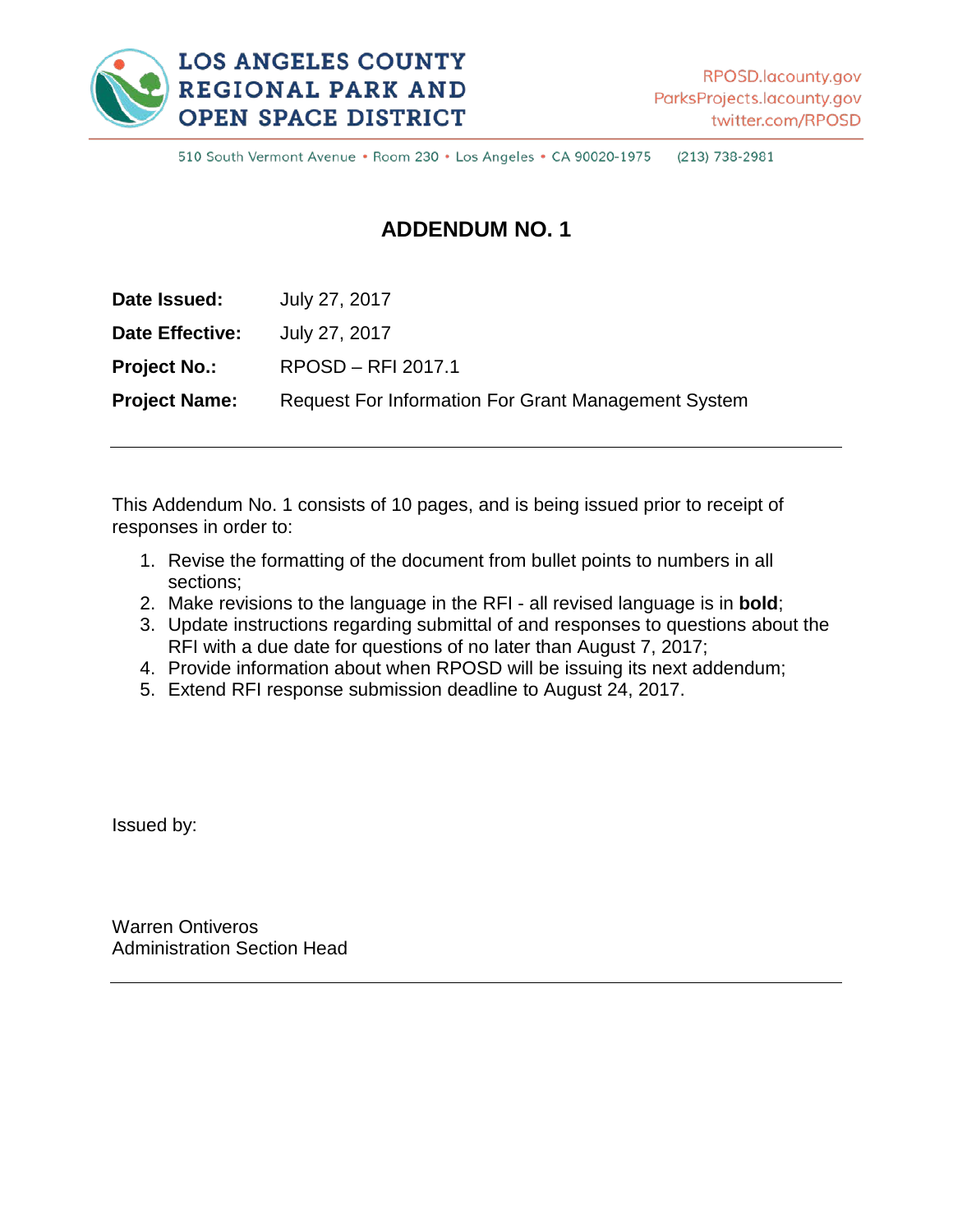LOS ANGELES COUNTY
REGIONAL PARK AND
OPEN SPACE DISTRICT

RPOSD.lacounty.gov
ParksProjects.lacounty.gov
twitter.com/RPOSD

510 South Vermont Avenue • Room 230 • Los Angeles • CA 90020-1975 (213) 738-2981

# ADDENDUM NO. 1

**Date Issued:** July 27, 2017

**Date Effective:** July 27, 2017

**Project No.:** RPOSD – RFI 2017.1

**Project Name:** Request For Information For Grant Management System

---

This Addendum No. 1 consists of 10 pages, and is being issued prior to receipt of responses in order to:

1. Revise the formatting of the document from bullet points to numbers in all sections;
2. Make revisions to the language in the RFI - all revised language is in **bold**;
3. Update instructions regarding submittal of and responses to questions about the RFI with a due date for questions of no later than August 7, 2017;
4. Provide information about when RPOSD will be issuing its next addendum;
5. Extend RFI response submission deadline to August 24, 2017.

Issued by:

Warren Ontiveros
Administration Section Head

---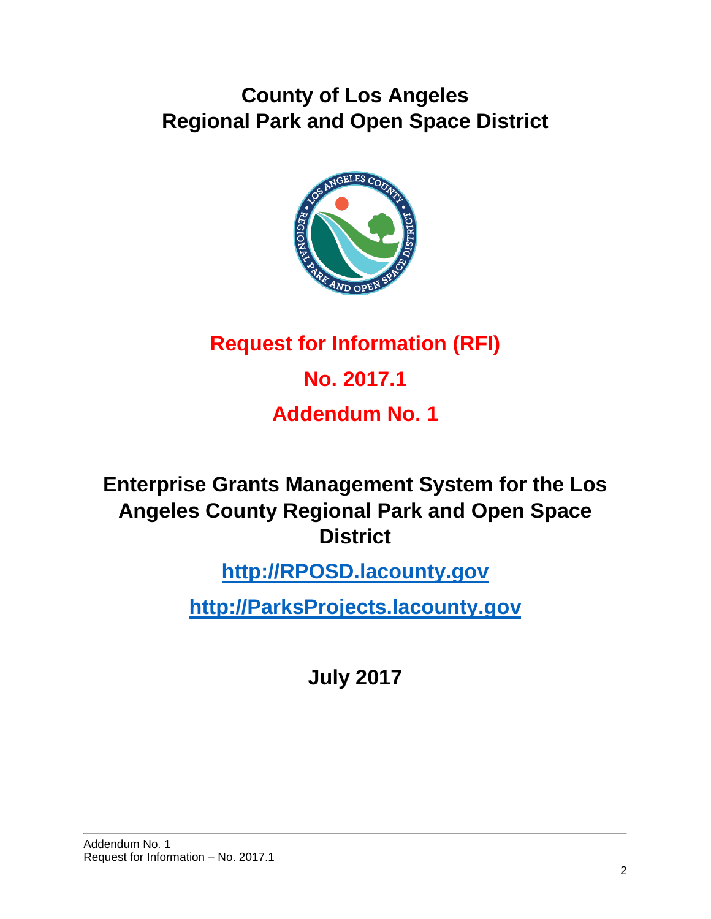# County of Los Angeles
# Regional Park and Open Space District

## Request for Information (RFI)

## No. 2017.1

## Addendum No. 1

# Enterprise Grants Management System for the Los Angeles County Regional Park and Open Space District

[http://RPOSD.lacounty.gov](http://RPOSD.lacounty.gov)

[http://ParksProjects.lacounty.gov](http://ParksProjects.lacounty.gov)

**July 2017**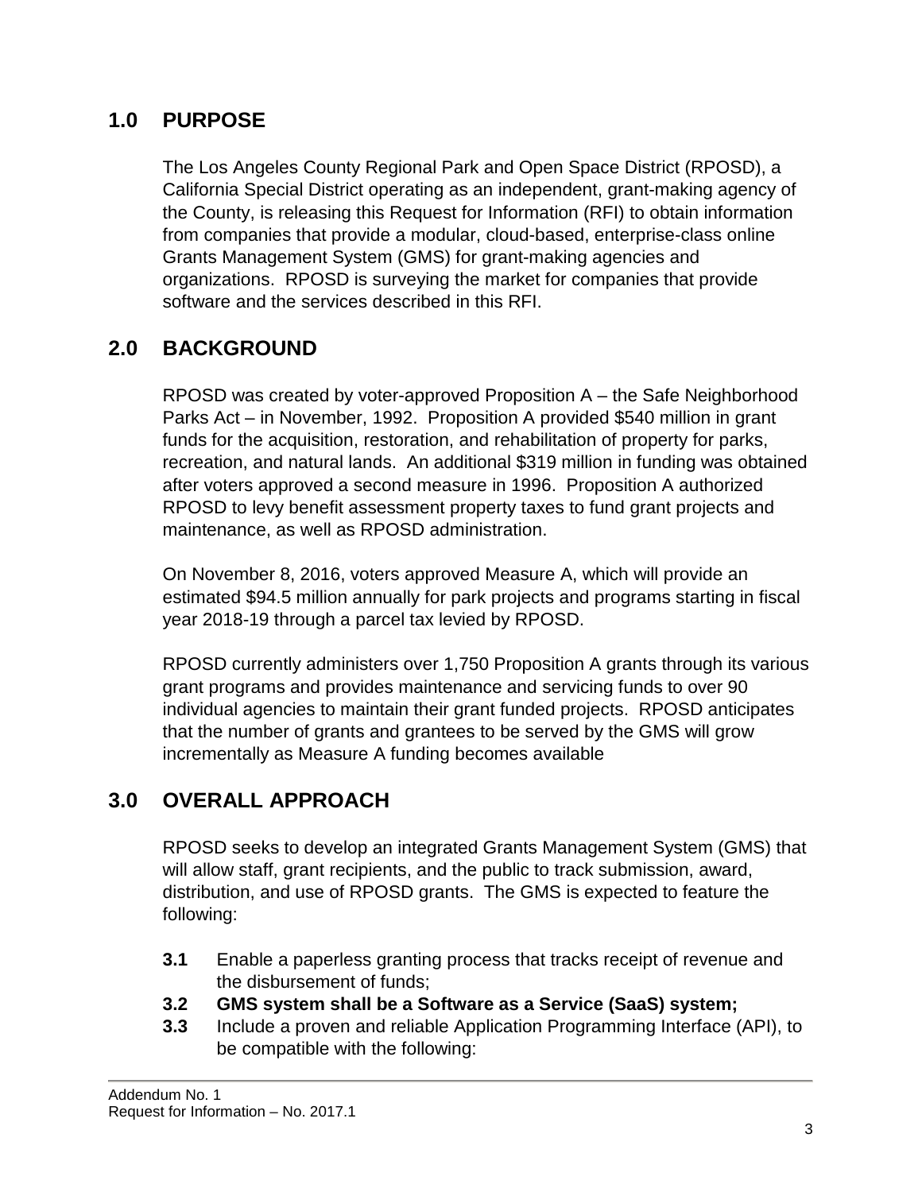## 1.0 PURPOSE

The Los Angeles County Regional Park and Open Space District (RPOSD), a California Special District operating as an independent, grant-making agency of the County, is releasing this Request for Information (RFI) to obtain information from companies that provide a modular, cloud-based, enterprise-class online Grants Management System (GMS) for grant-making agencies and organizations. RPOSD is surveying the market for companies that provide software and the services described in this RFI.

## 2.0 BACKGROUND

RPOSD was created by voter-approved Proposition A – the Safe Neighborhood Parks Act – in November, 1992. Proposition A provided $540 million in grant funds for the acquisition, restoration, and rehabilitation of property for parks, recreation, and natural lands. An additional $319 million in funding was obtained after voters approved a second measure in 1996. Proposition A authorized RPOSD to levy benefit assessment property taxes to fund grant projects and maintenance, as well as RPOSD administration.

On November 8, 2016, voters approved Measure A, which will provide an estimated $94.5 million annually for park projects and programs starting in fiscal year 2018-19 through a parcel tax levied by RPOSD.

RPOSD currently administers over 1,750 Proposition A grants through its various grant programs and provides maintenance and servicing funds to over 90 individual agencies to maintain their grant funded projects. RPOSD anticipates that the number of grants and grantees to be served by the GMS will grow incrementally as Measure A funding becomes available

## 3.0 OVERALL APPROACH

RPOSD seeks to develop an integrated Grants Management System (GMS) that will allow staff, grant recipients, and the public to track submission, award, distribution, and use of RPOSD grants. The GMS is expected to feature the following:

- **3.1** Enable a paperless granting process that tracks receipt of revenue and the disbursement of funds;
- **3.2** **GMS system shall be a Software as a Service (SaaS) system;**
- **3.3** Include a proven and reliable Application Programming Interface (API), to be compatible with the following: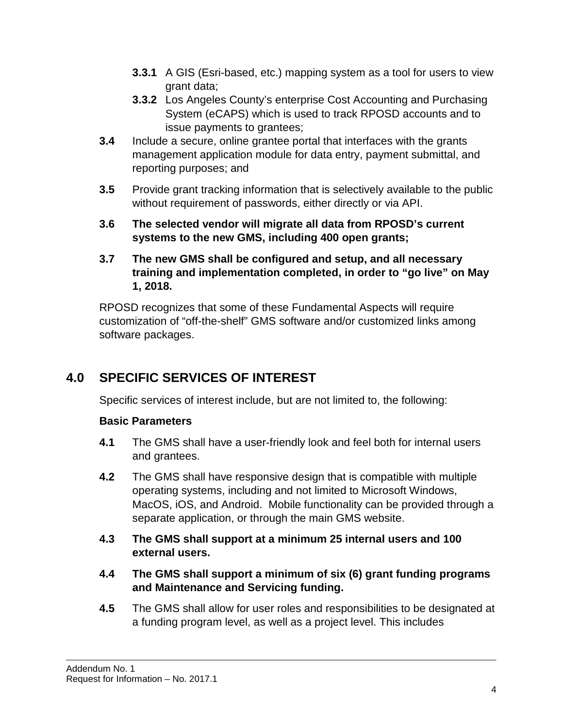**3.3.1** A GIS (Esri-based, etc.) mapping system as a tool for users to view grant data;

**3.3.2** Los Angeles County's enterprise Cost Accounting and Purchasing System (eCAPS) which is used to track RPOSD accounts and to issue payments to grantees;

**3.4** Include a secure, online grantee portal that interfaces with the grants management application module for data entry, payment submittal, and reporting purposes; and

**3.5** Provide grant tracking information that is selectively available to the public without requirement of passwords, either directly or via API.

**3.6 The selected vendor will migrate all data from RPOSD's current systems to the new GMS, including 400 open grants;**

**3.7 The new GMS shall be configured and setup, and all necessary training and implementation completed, in order to "go live" on May 1, 2018.**

RPOSD recognizes that some of these Fundamental Aspects will require customization of "off-the-shelf" GMS software and/or customized links among software packages.

## 4.0 SPECIFIC SERVICES OF INTEREST

Specific services of interest include, but are not limited to, the following:

**Basic Parameters**

**4.1** The GMS shall have a user-friendly look and feel both for internal users and grantees.

**4.2** The GMS shall have responsive design that is compatible with multiple operating systems, including and not limited to Microsoft Windows, MacOS, iOS, and Android. Mobile functionality can be provided through a separate application, or through the main GMS website.

**4.3 The GMS shall support at a minimum 25 internal users and 100 external users.**

**4.4 The GMS shall support a minimum of six (6) grant funding programs and Maintenance and Servicing funding.**

**4.5** The GMS shall allow for user roles and responsibilities to be designated at a funding program level, as well as a project level. This includes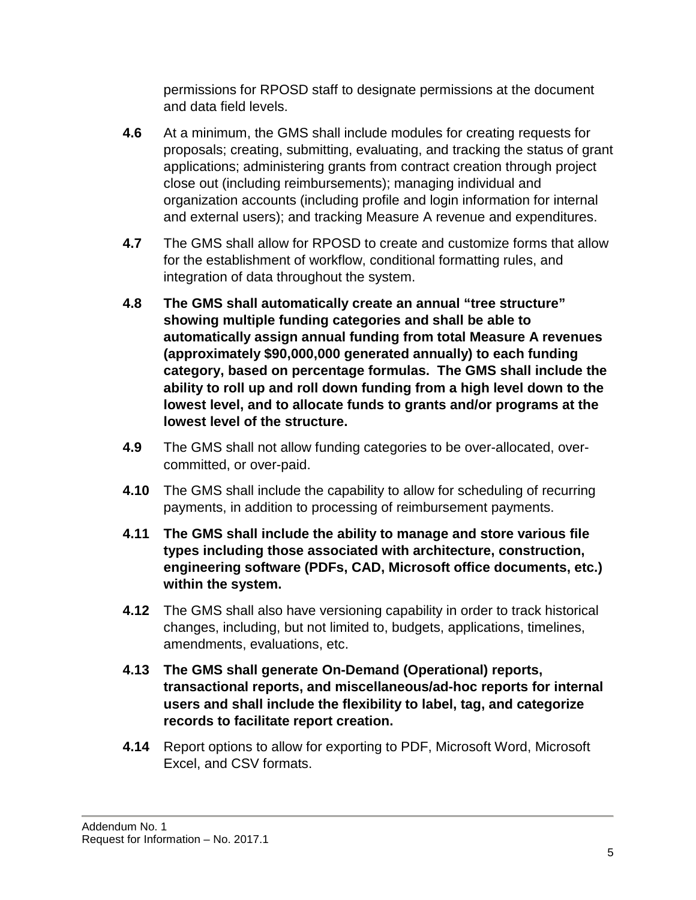permissions for RPOSD staff to designate permissions at the document and data field levels.

**4.6** At a minimum, the GMS shall include modules for creating requests for proposals; creating, submitting, evaluating, and tracking the status of grant applications; administering grants from contract creation through project close out (including reimbursements); managing individual and organization accounts (including profile and login information for internal and external users); and tracking Measure A revenue and expenditures.

**4.7** The GMS shall allow for RPOSD to create and customize forms that allow for the establishment of workflow, conditional formatting rules, and integration of data throughout the system.

**4.8 The GMS shall automatically create an annual "tree structure" showing multiple funding categories and shall be able to automatically assign annual funding from total Measure A revenues (approximately $90,000,000 generated annually) to each funding category, based on percentage formulas. The GMS shall include the ability to roll up and roll down funding from a high level down to the lowest level, and to allocate funds to grants and/or programs at the lowest level of the structure.**

**4.9** The GMS shall not allow funding categories to be over-allocated, over-committed, or over-paid.

**4.10** The GMS shall include the capability to allow for scheduling of recurring payments, in addition to processing of reimbursement payments.

**4.11 The GMS shall include the ability to manage and store various file types including those associated with architecture, construction, engineering software (PDFs, CAD, Microsoft office documents, etc.) within the system.**

**4.12** The GMS shall also have versioning capability in order to track historical changes, including, but not limited to, budgets, applications, timelines, amendments, evaluations, etc.

**4.13 The GMS shall generate On-Demand (Operational) reports, transactional reports, and miscellaneous/ad-hoc reports for internal users and shall include the flexibility to label, tag, and categorize records to facilitate report creation.**

**4.14** Report options to allow for exporting to PDF, Microsoft Word, Microsoft Excel, and CSV formats.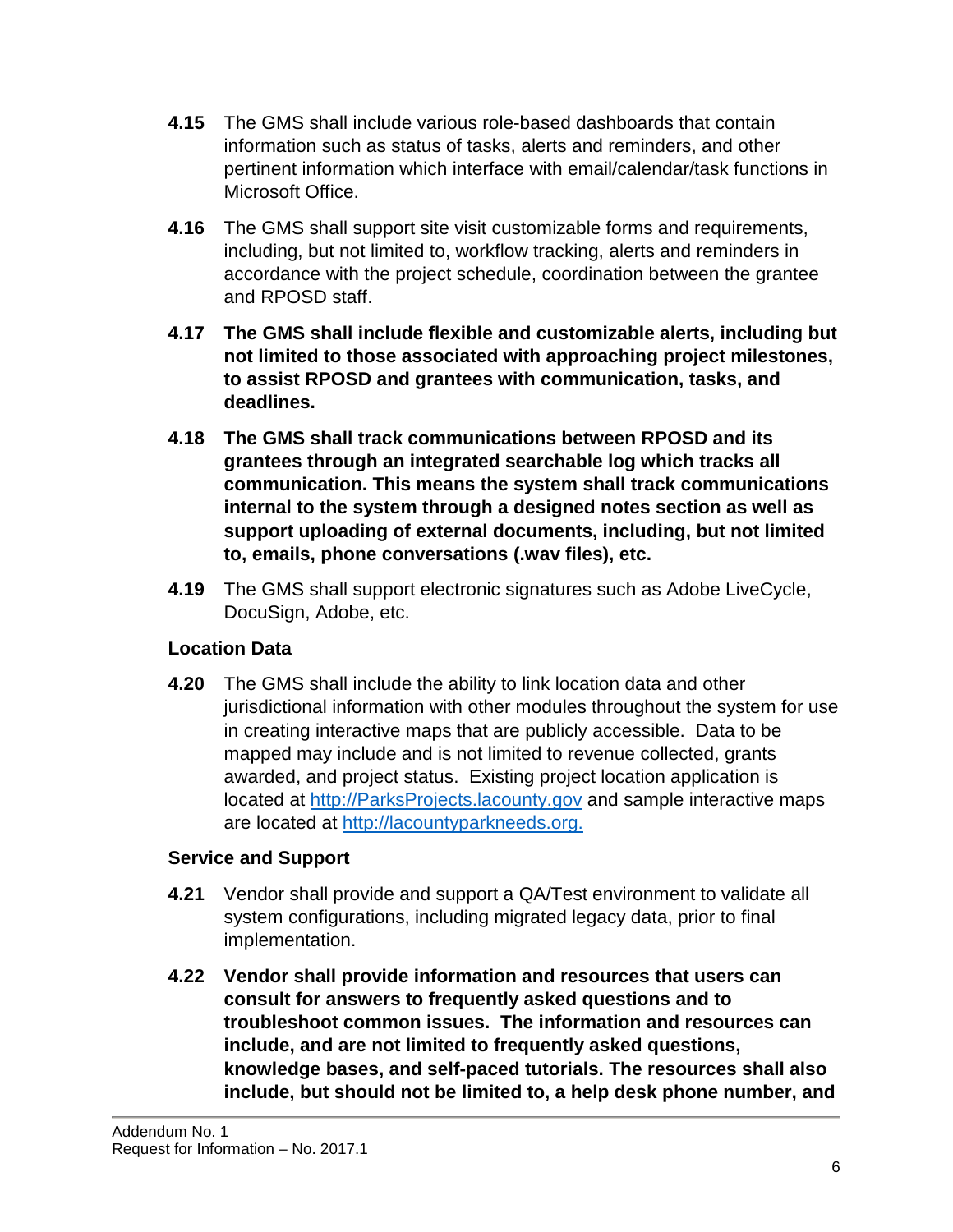**4.15** The GMS shall include various role-based dashboards that contain information such as status of tasks, alerts and reminders, and other pertinent information which interface with email/calendar/task functions in Microsoft Office.

**4.16** The GMS shall support site visit customizable forms and requirements, including, but not limited to, workflow tracking, alerts and reminders in accordance with the project schedule, coordination between the grantee and RPOSD staff.

**4.17 The GMS shall include flexible and customizable alerts, including but not limited to those associated with approaching project milestones, to assist RPOSD and grantees with communication, tasks, and deadlines.**

**4.18 The GMS shall track communications between RPOSD and its grantees through an integrated searchable log which tracks all communication. This means the system shall track communications internal to the system through a designed notes section as well as support uploading of external documents, including, but not limited to, emails, phone conversations (.wav files), etc.**

**4.19** The GMS shall support electronic signatures such as Adobe LiveCycle, DocuSign, Adobe, etc.

### Location Data

**4.20** The GMS shall include the ability to link location data and other jurisdictional information with other modules throughout the system for use in creating interactive maps that are publicly accessible. Data to be mapped may include and is not limited to revenue collected, grants awarded, and project status. Existing project location application is located at [http://ParksProjects.lacounty.gov](http://ParksProjects.lacounty.gov) and sample interactive maps are located at [http://lacountyparkneeds.org.](http://lacountyparkneeds.org)

### Service and Support

**4.21** Vendor shall provide and support a QA/Test environment to validate all system configurations, including migrated legacy data, prior to final implementation.

**4.22 Vendor shall provide information and resources that users can consult for answers to frequently asked questions and to troubleshoot common issues. The information and resources can include, and are not limited to frequently asked questions, knowledge bases, and self-paced tutorials. The resources shall also include, but should not be limited to, a help desk phone number, and**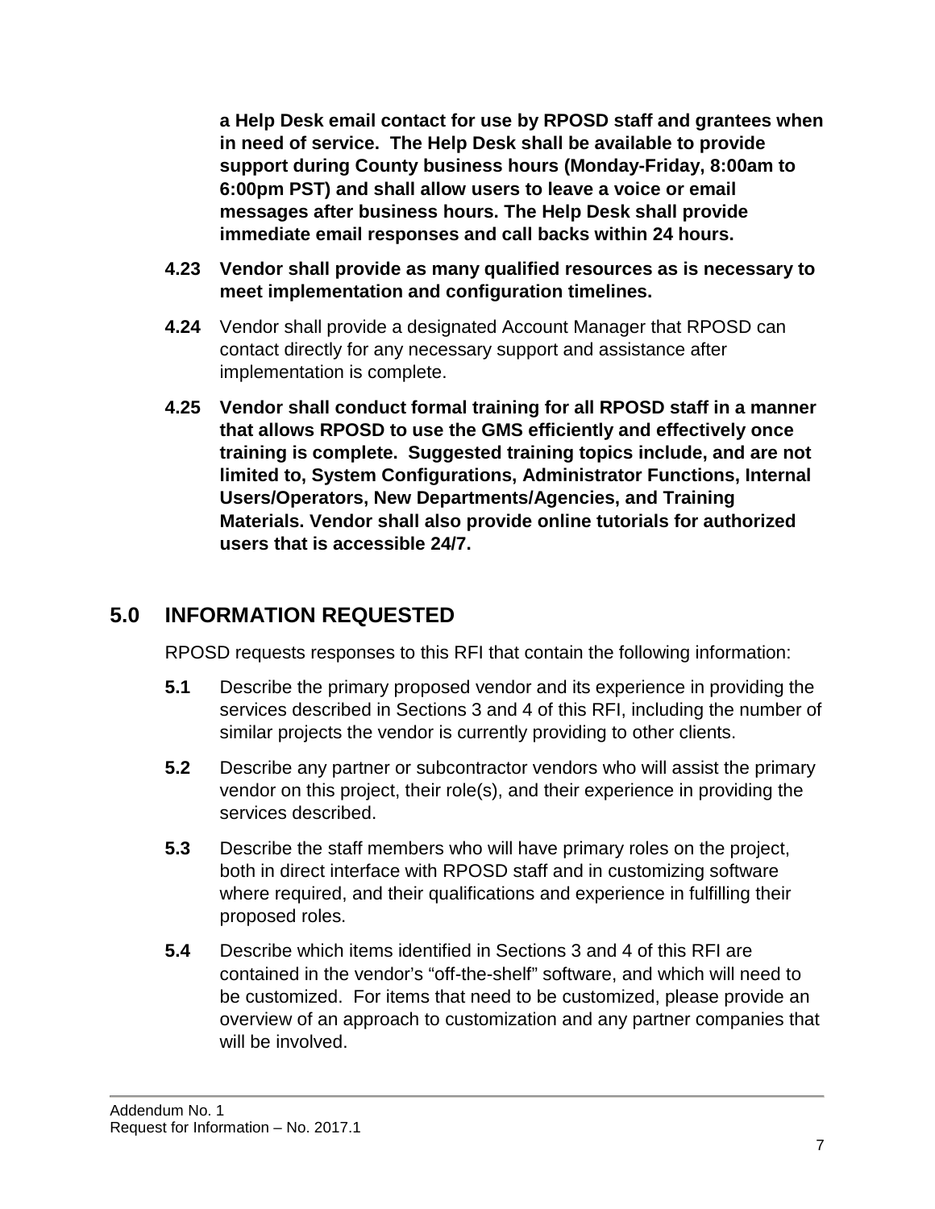**a Help Desk email contact for use by RPOSD staff and grantees when in need of service. The Help Desk shall be available to provide support during County business hours (Monday-Friday, 8:00am to 6:00pm PST) and shall allow users to leave a voice or email messages after business hours. The Help Desk shall provide immediate email responses and call backs within 24 hours.**

**4.23 Vendor shall provide as many qualified resources as is necessary to meet implementation and configuration timelines.**

**4.24** Vendor shall provide a designated Account Manager that RPOSD can contact directly for any necessary support and assistance after implementation is complete.

**4.25 Vendor shall conduct formal training for all RPOSD staff in a manner that allows RPOSD to use the GMS efficiently and effectively once training is complete. Suggested training topics include, and are not limited to, System Configurations, Administrator Functions, Internal Users/Operators, New Departments/Agencies, and Training Materials. Vendor shall also provide online tutorials for authorized users that is accessible 24/7.**

## 5.0 INFORMATION REQUESTED

RPOSD requests responses to this RFI that contain the following information:

**5.1** Describe the primary proposed vendor and its experience in providing the services described in Sections 3 and 4 of this RFI, including the number of similar projects the vendor is currently providing to other clients.

**5.2** Describe any partner or subcontractor vendors who will assist the primary vendor on this project, their role(s), and their experience in providing the services described.

**5.3** Describe the staff members who will have primary roles on the project, both in direct interface with RPOSD staff and in customizing software where required, and their qualifications and experience in fulfilling their proposed roles.

**5.4** Describe which items identified in Sections 3 and 4 of this RFI are contained in the vendor's "off-the-shelf" software, and which will need to be customized. For items that need to be customized, please provide an overview of an approach to customization and any partner companies that will be involved.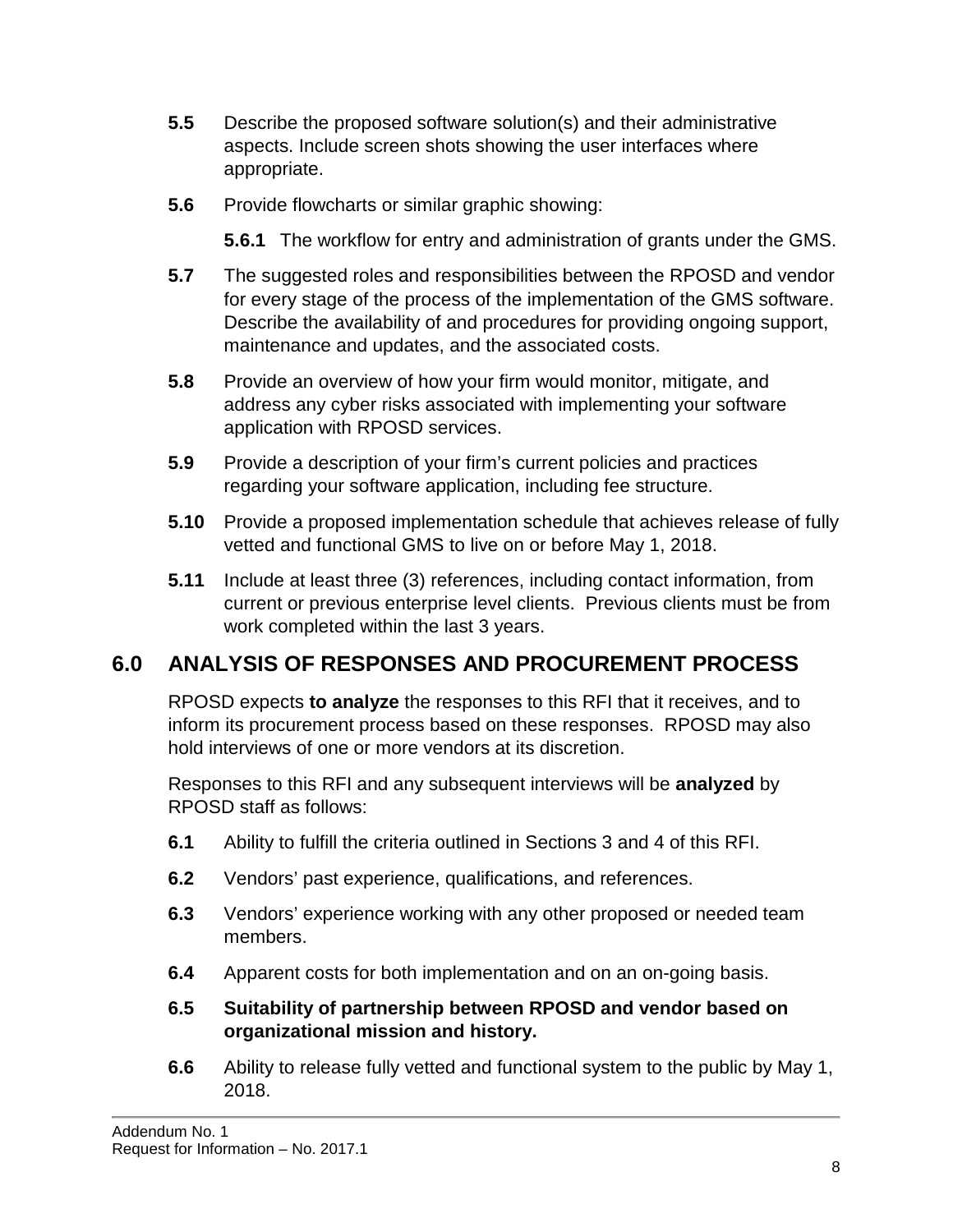**5.5** Describe the proposed software solution(s) and their administrative aspects. Include screen shots showing the user interfaces where appropriate.

**5.6** Provide flowcharts or similar graphic showing:

**5.6.1** The workflow for entry and administration of grants under the GMS.

**5.7** The suggested roles and responsibilities between the RPOSD and vendor for every stage of the process of the implementation of the GMS software. Describe the availability of and procedures for providing ongoing support, maintenance and updates, and the associated costs.

**5.8** Provide an overview of how your firm would monitor, mitigate, and address any cyber risks associated with implementing your software application with RPOSD services.

**5.9** Provide a description of your firm's current policies and practices regarding your software application, including fee structure.

**5.10** Provide a proposed implementation schedule that achieves release of fully vetted and functional GMS to live on or before May 1, 2018.

**5.11** Include at least three (3) references, including contact information, from current or previous enterprise level clients. Previous clients must be from work completed within the last 3 years.

## 6.0 ANALYSIS OF RESPONSES AND PROCUREMENT PROCESS

RPOSD expects **to analyze** the responses to this RFI that it receives, and to inform its procurement process based on these responses. RPOSD may also hold interviews of one or more vendors at its discretion.

Responses to this RFI and any subsequent interviews will be **analyzed** by RPOSD staff as follows:

**6.1** Ability to fulfill the criteria outlined in Sections 3 and 4 of this RFI.

**6.2** Vendors' past experience, qualifications, and references.

**6.3** Vendors' experience working with any other proposed or needed team members.

**6.4** Apparent costs for both implementation and on an on-going basis.

**6.5** **Suitability of partnership between RPOSD and vendor based on organizational mission and history.**

**6.6** Ability to release fully vetted and functional system to the public by May 1, 2018.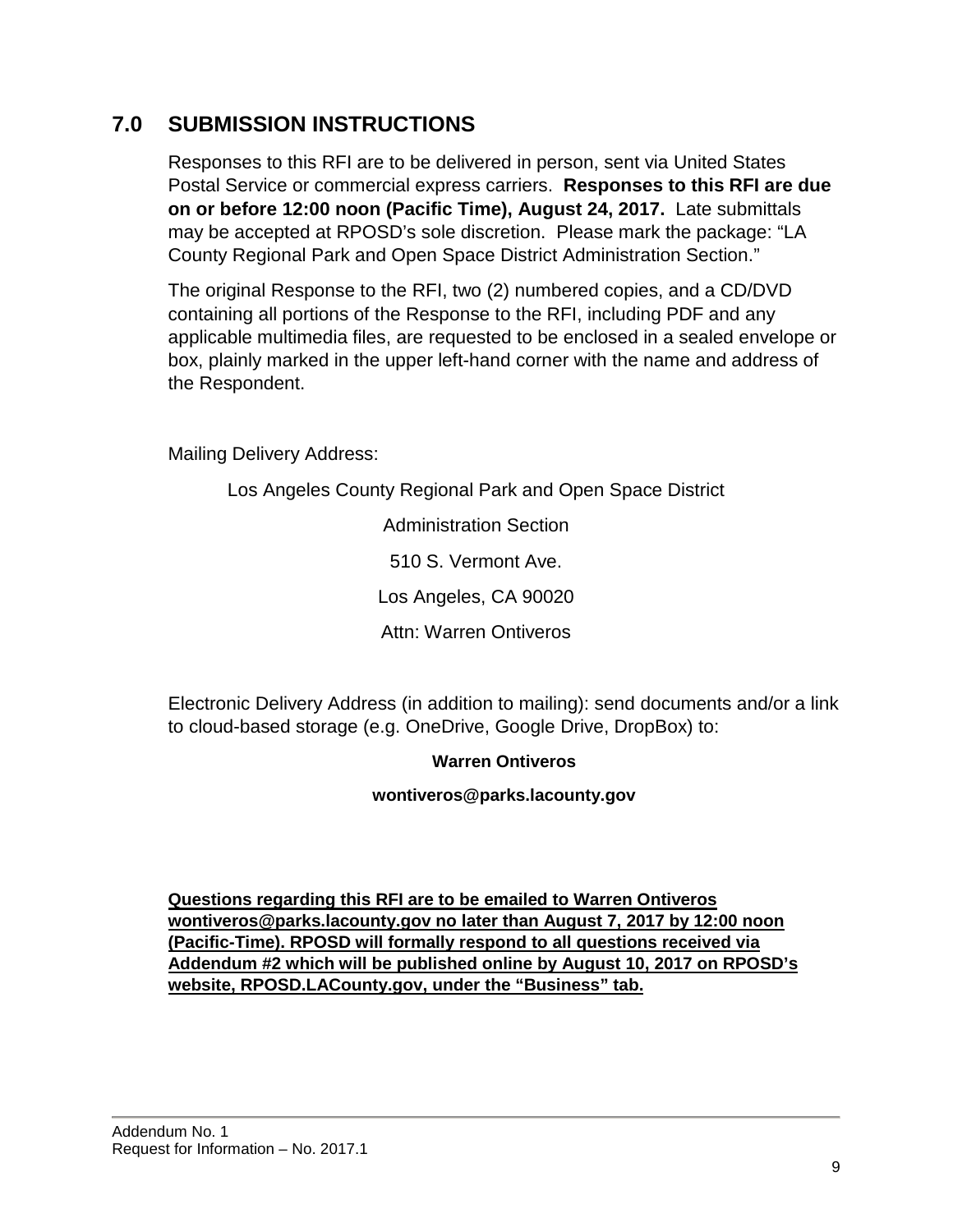## 7.0 SUBMISSION INSTRUCTIONS

Responses to this RFI are to be delivered in person, sent via United States Postal Service or commercial express carriers. **Responses to this RFI are due on or before 12:00 noon (Pacific Time), August 24, 2017.** Late submittals may be accepted at RPOSD's sole discretion. Please mark the package: "LA County Regional Park and Open Space District Administration Section."

The original Response to the RFI, two (2) numbered copies, and a CD/DVD containing all portions of the Response to the RFI, including PDF and any applicable multimedia files, are requested to be enclosed in a sealed envelope or box, plainly marked in the upper left-hand corner with the name and address of the Respondent.

Mailing Delivery Address:

Los Angeles County Regional Park and Open Space District

Administration Section

510 S. Vermont Ave.

Los Angeles, CA 90020

Attn: Warren Ontiveros

Electronic Delivery Address (in addition to mailing): send documents and/or a link to cloud-based storage (e.g. OneDrive, Google Drive, DropBox) to:

**Warren Ontiveros**

**wontiveros@parks.lacounty.gov**

<u>**Questions regarding this RFI are to be emailed to Warren Ontiveros wontiveros@parks.lacounty.gov no later than August 7, 2017 by 12:00 noon (Pacific-Time). RPOSD will formally respond to all questions received via Addendum #2 which will be published online by August 10, 2017 on RPOSD's website, RPOSD.LACounty.gov, under the "Business" tab.**</u>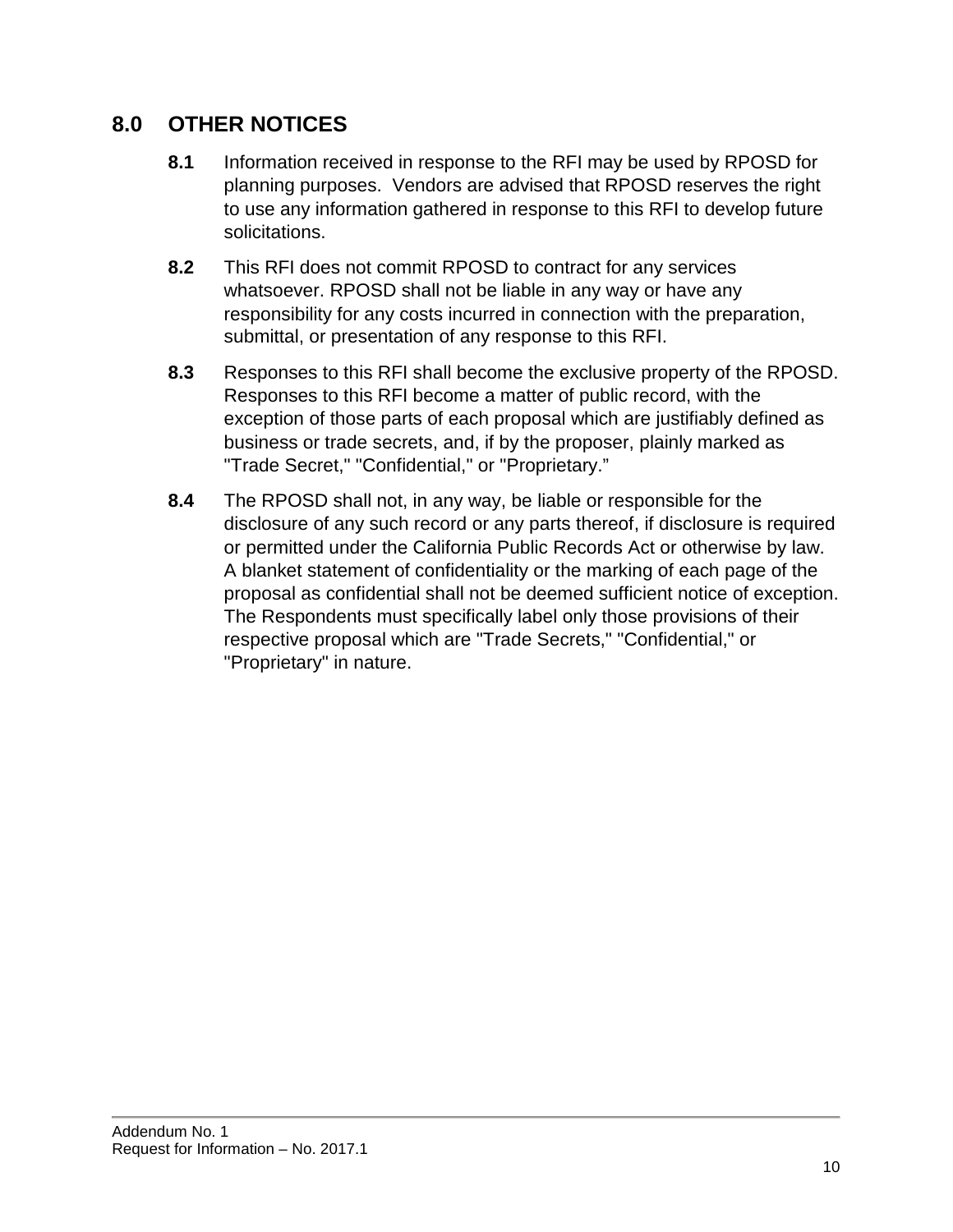## 8.0 OTHER NOTICES

**8.1** Information received in response to the RFI may be used by RPOSD for planning purposes. Vendors are advised that RPOSD reserves the right to use any information gathered in response to this RFI to develop future solicitations.

**8.2** This RFI does not commit RPOSD to contract for any services whatsoever. RPOSD shall not be liable in any way or have any responsibility for any costs incurred in connection with the preparation, submittal, or presentation of any response to this RFI.

**8.3** Responses to this RFI shall become the exclusive property of the RPOSD. Responses to this RFI become a matter of public record, with the exception of those parts of each proposal which are justifiably defined as business or trade secrets, and, if by the proposer, plainly marked as "Trade Secret," "Confidential," or "Proprietary."

**8.4** The RPOSD shall not, in any way, be liable or responsible for the disclosure of any such record or any parts thereof, if disclosure is required or permitted under the California Public Records Act or otherwise by law. A blanket statement of confidentiality or the marking of each page of the proposal as confidential shall not be deemed sufficient notice of exception. The Respondents must specifically label only those provisions of their respective proposal which are "Trade Secrets," "Confidential," or "Proprietary" in nature.